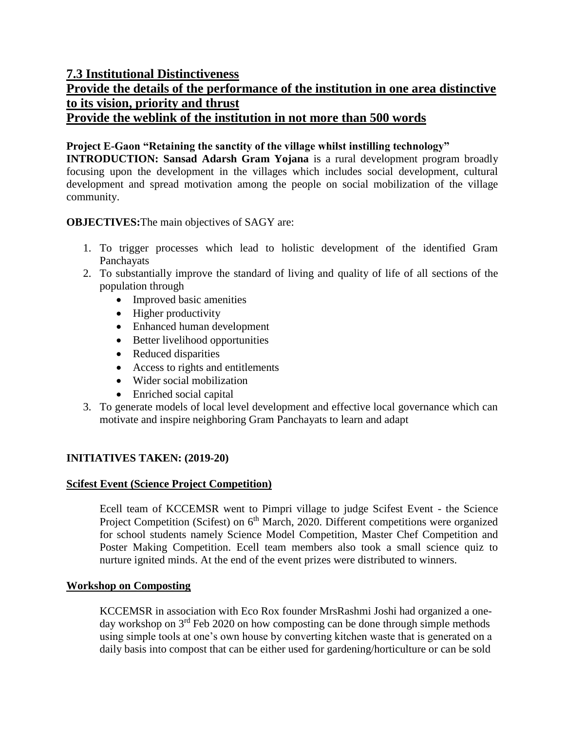## 7.3 Institutional Distinctiveness

## Provide the details of the performance of the institution in one area distinctive to its vision, priority and thrust

## Provide the weblink of the institution in not more than 500 words

**Project E-Gaon "Retaining the sanctity of the village whilst instilling technology"**

**INTRODUCTION: Sansad Adarsh Gram Yojana** is a rural development program broadly focusing upon the development in the villages which includes social development, cultural development and spread motivation among the people on social mobilization of the village community.

**OBJECTIVES:**The main objectives of SAGY are:

1. To trigger processes which lead to holistic development of the identified Gram Panchayats
2. To substantially improve the standard of living and quality of life of all sections of the population through
   - Improved basic amenities
   - Higher productivity
   - Enhanced human development
   - Better livelihood opportunities
   - Reduced disparities
   - Access to rights and entitlements
   - Wider social mobilization
   - Enriched social capital
3. To generate models of local level development and effective local governance which can motivate and inspire neighboring Gram Panchayats to learn and adapt

**INITIATIVES TAKEN: (2019-20)**

**Scifest Event (Science Project Competition)**

Ecell team of KCCEMSR went to Pimpri village to judge Scifest Event - the Science Project Competition (Scifest) on 6th March, 2020. Different competitions were organized for school students namely Science Model Competition, Master Chef Competition and Poster Making Competition. Ecell team members also took a small science quiz to nurture ignited minds. At the end of the event prizes were distributed to winners.

**Workshop on Composting**

KCCEMSR in association with Eco Rox founder MrsRashmi Joshi had organized a one-day workshop on 3rd Feb 2020 on how composting can be done through simple methods using simple tools at one's own house by converting kitchen waste that is generated on a daily basis into compost that can be either used for gardening/horticulture or can be sold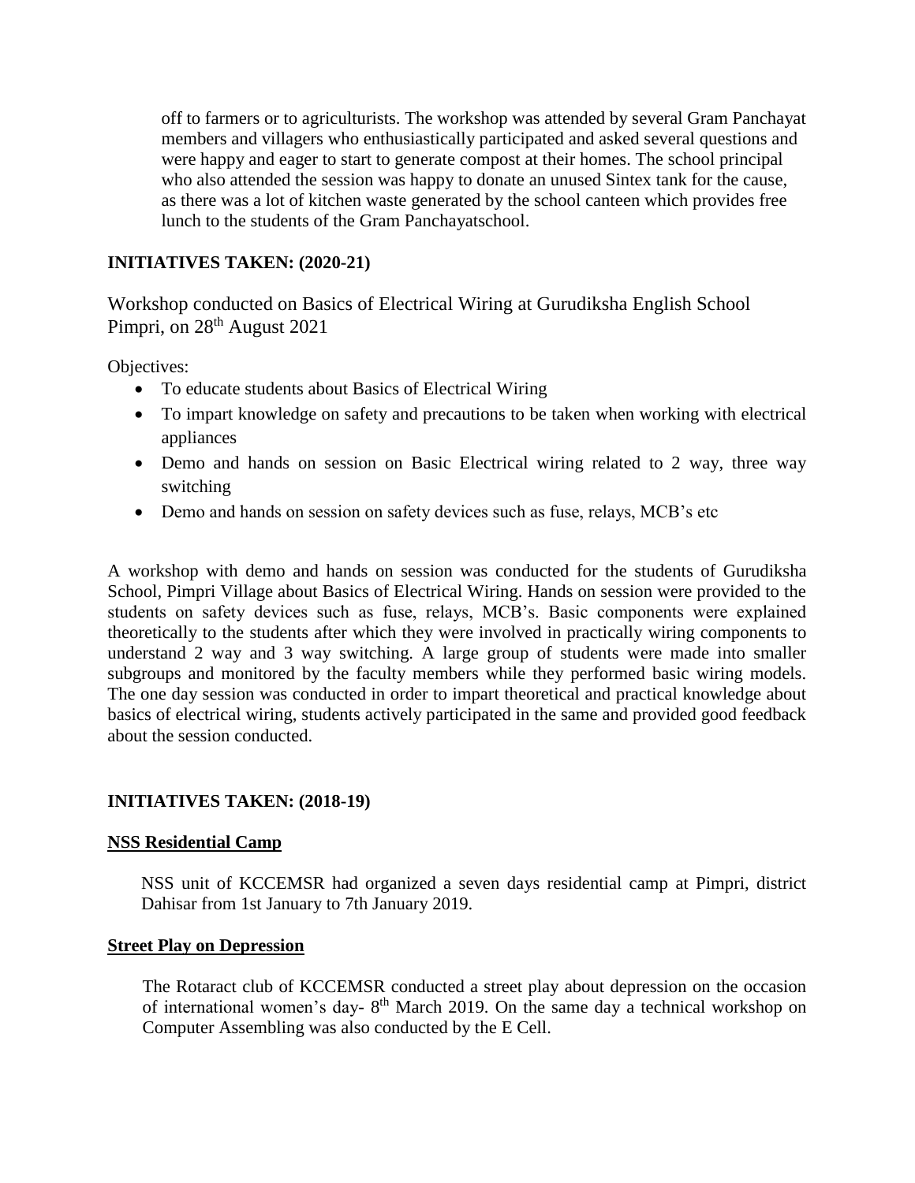off to farmers or to agriculturists. The workshop was attended by several Gram Panchayat members and villagers who enthusiastically participated and asked several questions and were happy and eager to start to generate compost at their homes. The school principal who also attended the session was happy to donate an unused Sintex tank for the cause, as there was a lot of kitchen waste generated by the school canteen which provides free lunch to the students of the Gram Panchayatschool.

## INITIATIVES TAKEN: (2020-21)

### Workshop conducted on Basics of Electrical Wiring at Gurudiksha English School Pimpri, on 28th August 2021

Objectives:

- To educate students about Basics of Electrical Wiring
- To impart knowledge on safety and precautions to be taken when working with electrical appliances
- Demo and hands on session on Basic Electrical wiring related to 2 way, three way switching
- Demo and hands on session on safety devices such as fuse, relays, MCB's etc

A workshop with demo and hands on session was conducted for the students of Gurudiksha School, Pimpri Village about Basics of Electrical Wiring. Hands on session were provided to the students on safety devices such as fuse, relays, MCB's. Basic components were explained theoretically to the students after which they were involved in practically wiring components to understand 2 way and 3 way switching. A large group of students were made into smaller subgroups and monitored by the faculty members while they performed basic wiring models. The one day session was conducted in order to impart theoretical and practical knowledge about basics of electrical wiring, students actively participated in the same and provided good feedback about the session conducted.

## INITIATIVES TAKEN: (2018-19)

### NSS Residential Camp

NSS unit of KCCEMSR had organized a seven days residential camp at Pimpri, district Dahisar from 1st January to 7th January 2019.

### Street Play on Depression

The Rotaract club of KCCEMSR conducted a street play about depression on the occasion of international women's day- 8th March 2019. On the same day a technical workshop on Computer Assembling was also conducted by the E Cell.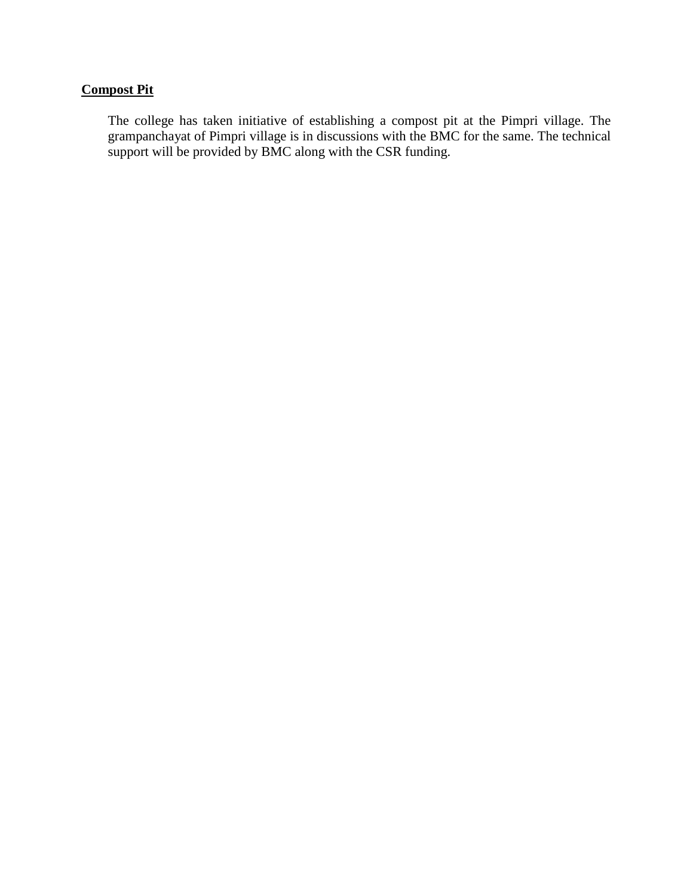**Compost Pit**

The college has taken initiative of establishing a compost pit at the Pimpri village. The grampanchayat of Pimpri village is in discussions with the BMC for the same. The technical support will be provided by BMC along with the CSR funding.